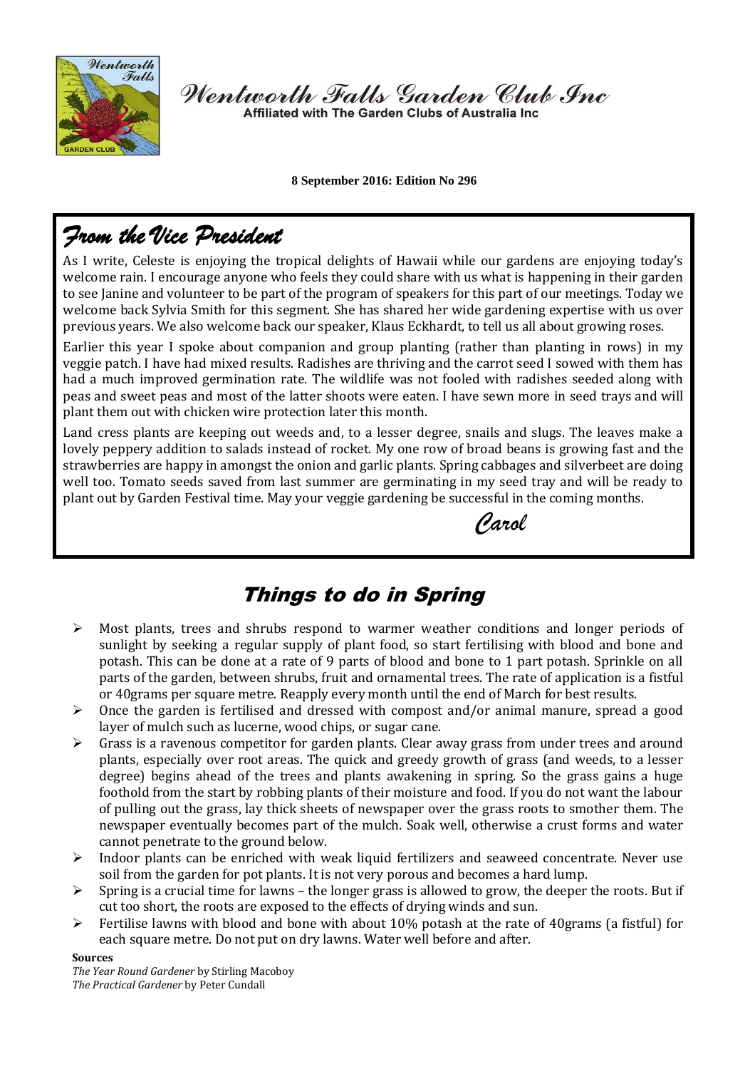# Wentworth Falls Garden Club Inc

Affiliated with The Garden Clubs of Australia Inc

**8 September 2016: Edition No 296**

## From the Vice President

As I write, Celeste is enjoying the tropical delights of Hawaii while our gardens are enjoying today's welcome rain. I encourage anyone who feels they could share with us what is happening in their garden to see Janine and volunteer to be part of the program of speakers for this part of our meetings. Today we welcome back Sylvia Smith for this segment. She has shared her wide gardening expertise with us over previous years. We also welcome back our speaker, Klaus Eckhardt, to tell us all about growing roses.

Earlier this year I spoke about companion and group planting (rather than planting in rows) in my veggie patch. I have had mixed results. Radishes are thriving and the carrot seed I sowed with them has had a much improved germination rate. The wildlife was not fooled with radishes seeded along with peas and sweet peas and most of the latter shoots were eaten. I have sewn more in seed trays and will plant them out with chicken wire protection later this month.

Land cress plants are keeping out weeds and, to a lesser degree, snails and slugs. The leaves make a lovely peppery addition to salads instead of rocket. My one row of broad beans is growing fast and the strawberries are happy in amongst the onion and garlic plants. Spring cabbages and silverbeet are doing well too. Tomato seeds saved from last summer are germinating in my seed tray and will be ready to plant out by Garden Festival time. May your veggie gardening be successful in the coming months.

*Carol*

## Things to do in Spring

- Most plants, trees and shrubs respond to warmer weather conditions and longer periods of sunlight by seeking a regular supply of plant food, so start fertilising with blood and bone and potash. This can be done at a rate of 9 parts of blood and bone to 1 part potash. Sprinkle on all parts of the garden, between shrubs, fruit and ornamental trees. The rate of application is a fistful or 40grams per square metre. Reapply every month until the end of March for best results.
- Once the garden is fertilised and dressed with compost and/or animal manure, spread a good layer of mulch such as lucerne, wood chips, or sugar cane.
- Grass is a ravenous competitor for garden plants. Clear away grass from under trees and around plants, especially over root areas. The quick and greedy growth of grass (and weeds, to a lesser degree) begins ahead of the trees and plants awakening in spring. So the grass gains a huge foothold from the start by robbing plants of their moisture and food. If you do not want the labour of pulling out the grass, lay thick sheets of newspaper over the grass roots to smother them. The newspaper eventually becomes part of the mulch. Soak well, otherwise a crust forms and water cannot penetrate to the ground below.
- Indoor plants can be enriched with weak liquid fertilizers and seaweed concentrate. Never use soil from the garden for pot plants. It is not very porous and becomes a hard lump.
- Spring is a crucial time for lawns – the longer grass is allowed to grow, the deeper the roots. But if cut too short, the roots are exposed to the effects of drying winds and sun.
- Fertilise lawns with blood and bone with about 10% potash at the rate of 40grams (a fistful) for each square metre. Do not put on dry lawns. Water well before and after.

**Sources**

*The Year Round Gardener* by Stirling Macoboy
*The Practical Gardener* by Peter Cundall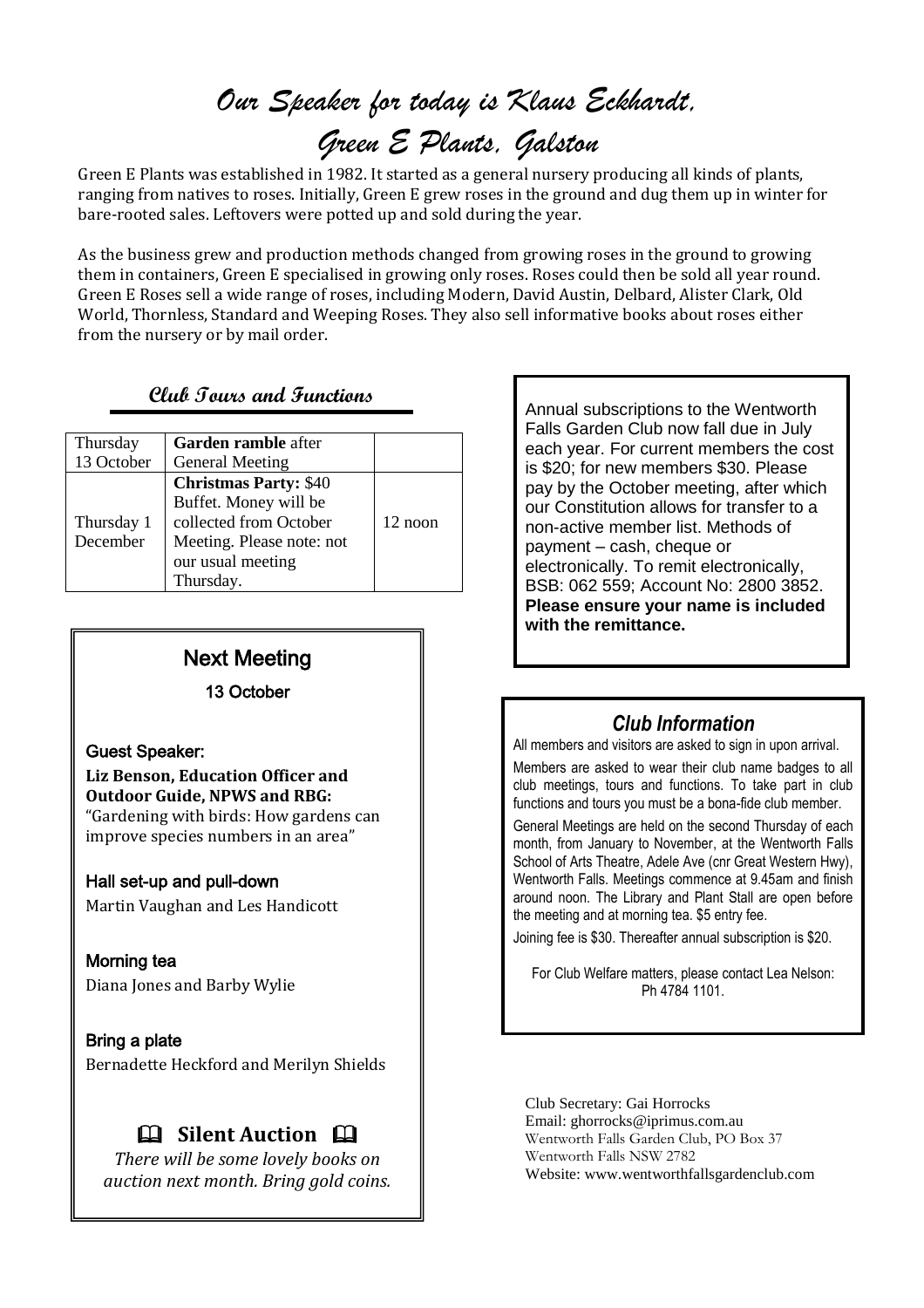# *Our Speaker for today is Klaus Eckhardt, Green E Plants, Galston*

Green E Plants was established in 1982. It started as a general nursery producing all kinds of plants, ranging from natives to roses. Initially, Green E grew roses in the ground and dug them up in winter for bare-rooted sales. Leftovers were potted up and sold during the year.

As the business grew and production methods changed from growing roses in the ground to growing them in containers, Green E specialised in growing only roses. Roses could then be sold all year round. Green E Roses sell a wide range of roses, including Modern, David Austin, Delbard, Alister Clark, Old World, Thornless, Standard and Weeping Roses. They also sell informative books about roses either from the nursery or by mail order.

## Club Tours and Functions

| | | |
|---|---|---|
| Thursday 13 October | **Garden ramble** after General Meeting | |
| Thursday 1 December | **Christmas Party:** $40 Buffet. Money will be collected from October Meeting. Please note: not our usual meeting Thursday. | 12 noon |

Annual subscriptions to the Wentworth Falls Garden Club now fall due in July each year. For current members the cost is $20; for new members $30. Please pay by the October meeting, after which our Constitution allows for transfer to a non-active member list. Methods of payment – cash, cheque or electronically. To remit electronically, BSB: 062 559; Account No: 2800 3852. **Please ensure your name is included with the remittance.**

## Next Meeting

13 October

### Guest Speaker:

**Liz Benson, Education Officer and Outdoor Guide, NPWS and RBG:**
"Gardening with birds: How gardens can improve species numbers in an area"

### Hall set-up and pull-down

Martin Vaughan and Les Handicott

### Morning tea

Diana Jones and Barby Wylie

### Bring a plate

Bernadette Heckford and Merilyn Shields

### Silent Auction

*There will be some lovely books on auction next month. Bring gold coins.*

## *Club Information*

All members and visitors are asked to sign in upon arrival.

Members are asked to wear their club name badges to all club meetings, tours and functions. To take part in club functions and tours you must be a bona-fide club member.

General Meetings are held on the second Thursday of each month, from January to November, at the Wentworth Falls School of Arts Theatre, Adele Ave (cnr Great Western Hwy), Wentworth Falls. Meetings commence at 9.45am and finish around noon. The Library and Plant Stall are open before the meeting and at morning tea. $5 entry fee.

Joining fee is $30. Thereafter annual subscription is $20.

For Club Welfare matters, please contact Lea Nelson: Ph 4784 1101.

Club Secretary: Gai Horrocks
Email: ghorrocks@iprimus.com.au
Wentworth Falls Garden Club, PO Box 37
Wentworth Falls NSW 2782
Website: www.wentworthfallsgardenclub.com